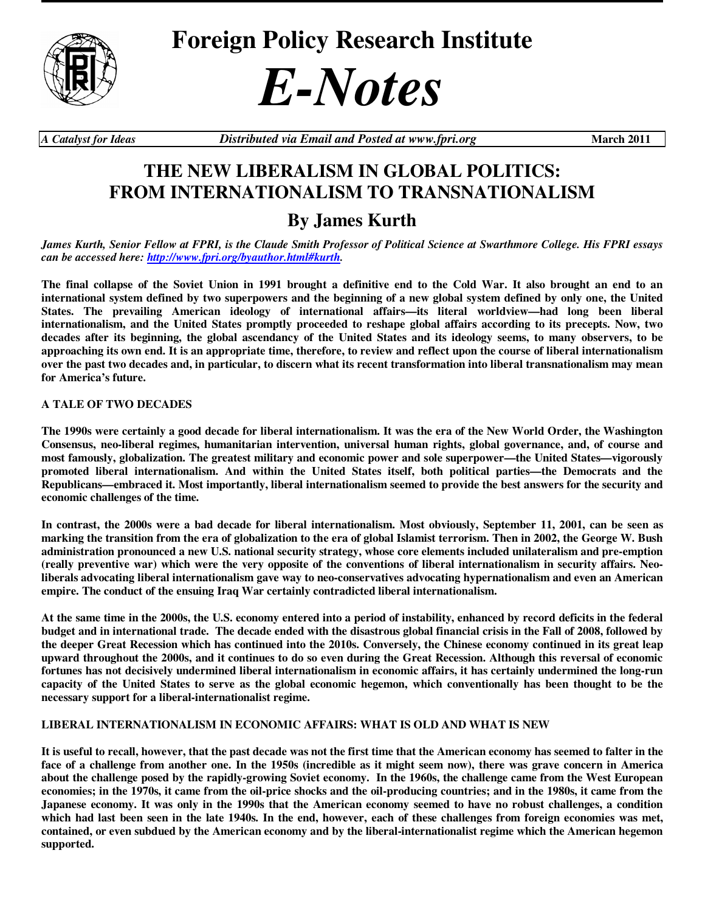# Foreign Policy Research Institute

# *E-Notes*

*A Catalyst for Ideas* *Distributed via Email and Posted at www.fpri.org* **March 2011**

## THE NEW LIBERALISM IN GLOBAL POLITICS: FROM INTERNATIONALISM TO TRANSNATIONALISM

## By James Kurth

***James Kurth, Senior Fellow at FPRI, is the Claude Smith Professor of Political Science at Swarthmore College. His FPRI essays can be accessed here: http://www.fpri.org/byauthor.html#kurth.***

**The final collapse of the Soviet Union in 1991 brought a definitive end to the Cold War. It also brought an end to an international system defined by two superpowers and the beginning of a new global system defined by only one, the United States. The prevailing American ideology of international affairs—its literal worldview—had long been liberal internationalism, and the United States promptly proceeded to reshape global affairs according to its precepts. Now, two decades after its beginning, the global ascendancy of the United States and its ideology seems, to many observers, to be approaching its own end. It is an appropriate time, therefore, to review and reflect upon the course of liberal internationalism over the past two decades and, in particular, to discern what its recent transformation into liberal transnationalism may mean for America's future.**

**A TALE OF TWO DECADES**

**The 1990s were certainly a good decade for liberal internationalism. It was the era of the New World Order, the Washington Consensus, neo-liberal regimes, humanitarian intervention, universal human rights, global governance, and, of course and most famously, globalization. The greatest military and economic power and sole superpower—the United States—vigorously promoted liberal internationalism. And within the United States itself, both political parties—the Democrats and the Republicans—embraced it. Most importantly, liberal internationalism seemed to provide the best answers for the security and economic challenges of the time.**

**In contrast, the 2000s were a bad decade for liberal internationalism. Most obviously, September 11, 2001, can be seen as marking the transition from the era of globalization to the era of global Islamist terrorism. Then in 2002, the George W. Bush administration pronounced a new U.S. national security strategy, whose core elements included unilateralism and pre-emption (really preventive war) which were the very opposite of the conventions of liberal internationalism in security affairs. Neo-liberals advocating liberal internationalism gave way to neo-conservatives advocating hypernationalism and even an American empire. The conduct of the ensuing Iraq War certainly contradicted liberal internationalism.**

**At the same time in the 2000s, the U.S. economy entered into a period of instability, enhanced by record deficits in the federal budget and in international trade. The decade ended with the disastrous global financial crisis in the Fall of 2008, followed by the deeper Great Recession which has continued into the 2010s. Conversely, the Chinese economy continued in its great leap upward throughout the 2000s, and it continues to do so even during the Great Recession. Although this reversal of economic fortunes has not decisively undermined liberal internationalism in economic affairs, it has certainly undermined the long-run capacity of the United States to serve as the global economic hegemon, which conventionally has been thought to be the necessary support for a liberal-internationalist regime.**

**LIBERAL INTERNATIONALISM IN ECONOMIC AFFAIRS: WHAT IS OLD AND WHAT IS NEW**

**It is useful to recall, however, that the past decade was not the first time that the American economy has seemed to falter in the face of a challenge from another one. In the 1950s (incredible as it might seem now), there was grave concern in America about the challenge posed by the rapidly-growing Soviet economy. In the 1960s, the challenge came from the West European economies; in the 1970s, it came from the oil-price shocks and the oil-producing countries; and in the 1980s, it came from the Japanese economy. It was only in the 1990s that the American economy seemed to have no robust challenges, a condition which had last been seen in the late 1940s. In the end, however, each of these challenges from foreign economies was met, contained, or even subdued by the American economy and by the liberal-internationalist regime which the American hegemon supported.**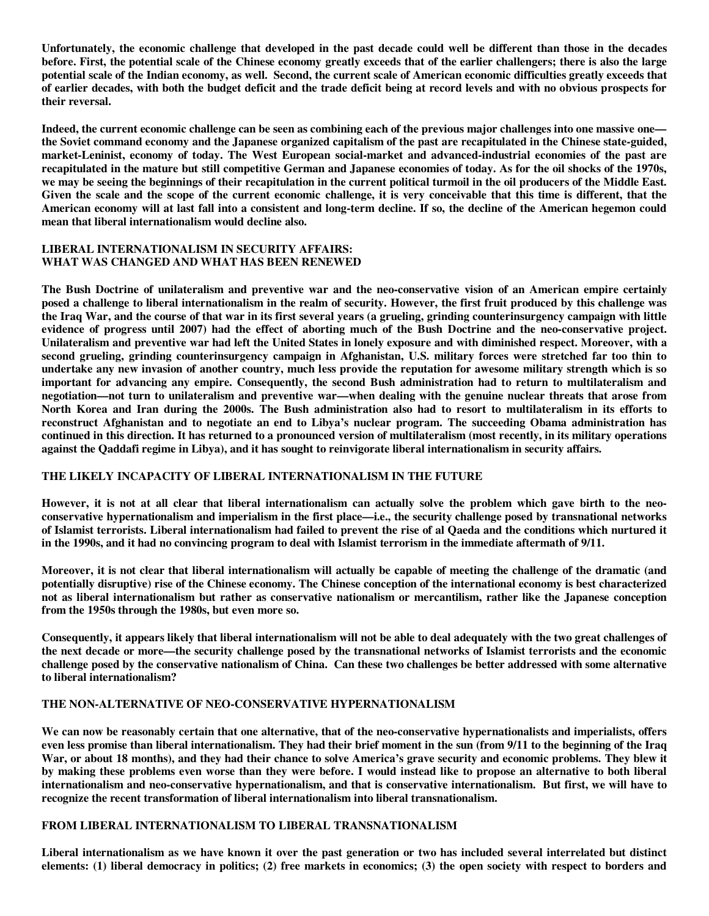**Unfortunately, the economic challenge that developed in the past decade could well be different than those in the decades before. First, the potential scale of the Chinese economy greatly exceeds that of the earlier challengers; there is also the large potential scale of the Indian economy, as well. Second, the current scale of American economic difficulties greatly exceeds that of earlier decades, with both the budget deficit and the trade deficit being at record levels and with no obvious prospects for their reversal.**

**Indeed, the current economic challenge can be seen as combining each of the previous major challenges into one massive one—the Soviet command economy and the Japanese organized capitalism of the past are recapitulated in the Chinese state-guided, market-Leninist, economy of today. The West European social-market and advanced-industrial economies of the past are recapitulated in the mature but still competitive German and Japanese economies of today. As for the oil shocks of the 1970s, we may be seeing the beginnings of their recapitulation in the current political turmoil in the oil producers of the Middle East. Given the scale and the scope of the current economic challenge, it is very conceivable that this time is different, that the American economy will at last fall into a consistent and long-term decline. If so, the decline of the American hegemon could mean that liberal internationalism would decline also.**

## LIBERAL INTERNATIONALISM IN SECURITY AFFAIRS: WHAT WAS CHANGED AND WHAT HAS BEEN RENEWED

**The Bush Doctrine of unilateralism and preventive war and the neo-conservative vision of an American empire certainly posed a challenge to liberal internationalism in the realm of security. However, the first fruit produced by this challenge was the Iraq War, and the course of that war in its first several years (a grueling, grinding counterinsurgency campaign with little evidence of progress until 2007) had the effect of aborting much of the Bush Doctrine and the neo-conservative project. Unilateralism and preventive war had left the United States in lonely exposure and with diminished respect. Moreover, with a second grueling, grinding counterinsurgency campaign in Afghanistan, U.S. military forces were stretched far too thin to undertake any new invasion of another country, much less provide the reputation for awesome military strength which is so important for advancing any empire. Consequently, the second Bush administration had to return to multilateralism and negotiation—not turn to unilateralism and preventive war—when dealing with the genuine nuclear threats that arose from North Korea and Iran during the 2000s. The Bush administration also had to resort to multilateralism in its efforts to reconstruct Afghanistan and to negotiate an end to Libya's nuclear program. The succeeding Obama administration has continued in this direction. It has returned to a pronounced version of multilateralism (most recently, in its military operations against the Qaddafi regime in Libya), and it has sought to reinvigorate liberal internationalism in security affairs.**

## THE LIKELY INCAPACITY OF LIBERAL INTERNATIONALISM IN THE FUTURE

**However, it is not at all clear that liberal internationalism can actually solve the problem which gave birth to the neo-conservative hypernationalism and imperialism in the first place—i.e., the security challenge posed by transnational networks of Islamist terrorists. Liberal internationalism had failed to prevent the rise of al Qaeda and the conditions which nurtured it in the 1990s, and it had no convincing program to deal with Islamist terrorism in the immediate aftermath of 9/11.**

**Moreover, it is not clear that liberal internationalism will actually be capable of meeting the challenge of the dramatic (and potentially disruptive) rise of the Chinese economy. The Chinese conception of the international economy is best characterized not as liberal internationalism but rather as conservative nationalism or mercantilism, rather like the Japanese conception from the 1950s through the 1980s, but even more so.**

**Consequently, it appears likely that liberal internationalism will not be able to deal adequately with the two great challenges of the next decade or more—the security challenge posed by the transnational networks of Islamist terrorists and the economic challenge posed by the conservative nationalism of China. Can these two challenges be better addressed with some alternative to liberal internationalism?**

## THE NON-ALTERNATIVE OF NEO-CONSERVATIVE HYPERNATIONALISM

**We can now be reasonably certain that one alternative, that of the neo-conservative hypernationalists and imperialists, offers even less promise than liberal internationalism. They had their brief moment in the sun (from 9/11 to the beginning of the Iraq War, or about 18 months), and they had their chance to solve America's grave security and economic problems. They blew it by making these problems even worse than they were before. I would instead like to propose an alternative to both liberal internationalism and neo-conservative hypernationalism, and that is conservative internationalism. But first, we will have to recognize the recent transformation of liberal internationalism into liberal transnationalism.**

## FROM LIBERAL INTERNATIONALISM TO LIBERAL TRANSNATIONALISM

**Liberal internationalism as we have known it over the past generation or two has included several interrelated but distinct elements: (1) liberal democracy in politics; (2) free markets in economics; (3) the open society with respect to borders and**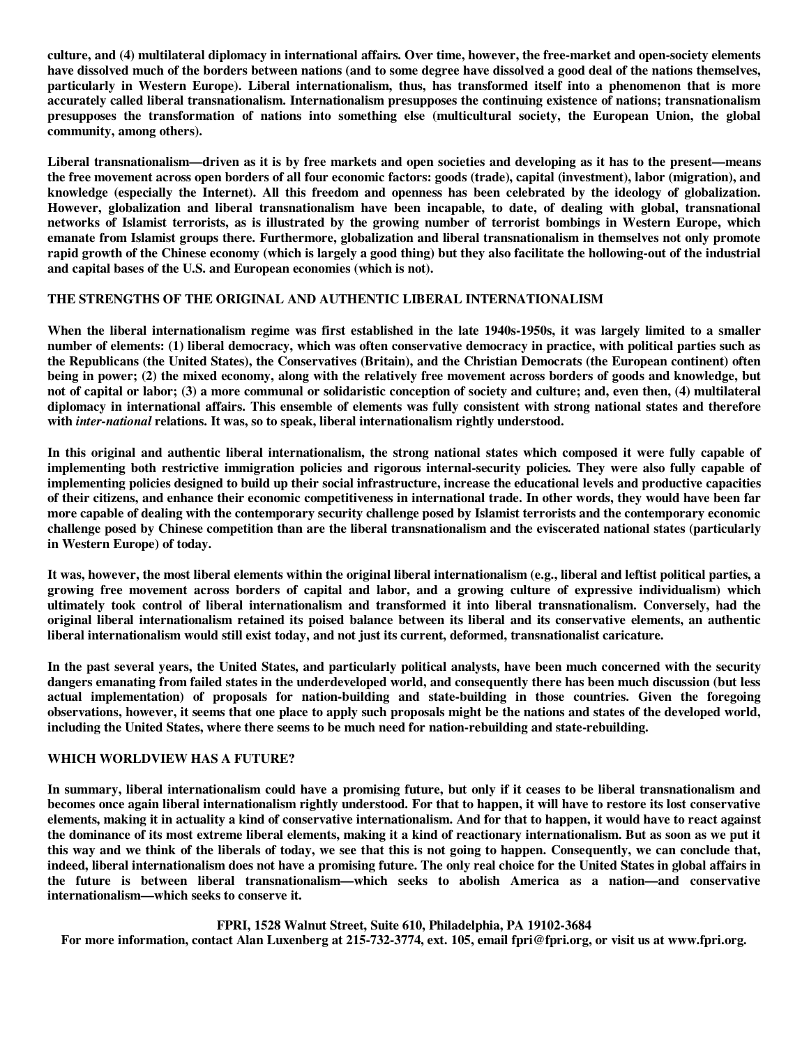**culture, and (4) multilateral diplomacy in international affairs. Over time, however, the free-market and open-society elements have dissolved much of the borders between nations (and to some degree have dissolved a good deal of the nations themselves, particularly in Western Europe). Liberal internationalism, thus, has transformed itself into a phenomenon that is more accurately called liberal transnationalism. Internationalism presupposes the continuing existence of nations; transnationalism presupposes the transformation of nations into something else (multicultural society, the European Union, the global community, among others).**

**Liberal transnationalism—driven as it is by free markets and open societies and developing as it has to the present—means the free movement across open borders of all four economic factors: goods (trade), capital (investment), labor (migration), and knowledge (especially the Internet). All this freedom and openness has been celebrated by the ideology of globalization. However, globalization and liberal transnationalism have been incapable, to date, of dealing with global, transnational networks of Islamist terrorists, as is illustrated by the growing number of terrorist bombings in Western Europe, which emanate from Islamist groups there. Furthermore, globalization and liberal transnationalism in themselves not only promote rapid growth of the Chinese economy (which is largely a good thing) but they also facilitate the hollowing-out of the industrial and capital bases of the U.S. and European economies (which is not).**

## THE STRENGTHS OF THE ORIGINAL AND AUTHENTIC LIBERAL INTERNATIONALISM

**When the liberal internationalism regime was first established in the late 1940s-1950s, it was largely limited to a smaller number of elements: (1) liberal democracy, which was often conservative democracy in practice, with political parties such as the Republicans (the United States), the Conservatives (Britain), and the Christian Democrats (the European continent) often being in power; (2) the mixed economy, along with the relatively free movement across borders of goods and knowledge, but not of capital or labor; (3) a more communal or solidaristic conception of society and culture; and, even then, (4) multilateral diplomacy in international affairs. This ensemble of elements was fully consistent with strong national states and therefore with *inter-national* relations. It was, so to speak, liberal internationalism rightly understood.**

**In this original and authentic liberal internationalism, the strong national states which composed it were fully capable of implementing both restrictive immigration policies and rigorous internal-security policies. They were also fully capable of implementing policies designed to build up their social infrastructure, increase the educational levels and productive capacities of their citizens, and enhance their economic competitiveness in international trade. In other words, they would have been far more capable of dealing with the contemporary security challenge posed by Islamist terrorists and the contemporary economic challenge posed by Chinese competition than are the liberal transnationalism and the eviscerated national states (particularly in Western Europe) of today.**

**It was, however, the most liberal elements within the original liberal internationalism (e.g., liberal and leftist political parties, a growing free movement across borders of capital and labor, and a growing culture of expressive individualism) which ultimately took control of liberal internationalism and transformed it into liberal transnationalism. Conversely, had the original liberal internationalism retained its poised balance between its liberal and its conservative elements, an authentic liberal internationalism would still exist today, and not just its current, deformed, transnationalist caricature.**

**In the past several years, the United States, and particularly political analysts, have been much concerned with the security dangers emanating from failed states in the underdeveloped world, and consequently there has been much discussion (but less actual implementation) of proposals for nation-building and state-building in those countries. Given the foregoing observations, however, it seems that one place to apply such proposals might be the nations and states of the developed world, including the United States, where there seems to be much need for nation-rebuilding and state-rebuilding.**

## WHICH WORLDVIEW HAS A FUTURE?

**In summary, liberal internationalism could have a promising future, but only if it ceases to be liberal transnationalism and becomes once again liberal internationalism rightly understood. For that to happen, it will have to restore its lost conservative elements, making it in actuality a kind of conservative internationalism. And for that to happen, it would have to react against the dominance of its most extreme liberal elements, making it a kind of reactionary internationalism. But as soon as we put it this way and we think of the liberals of today, we see that this is not going to happen. Consequently, we can conclude that, indeed, liberal internationalism does not have a promising future. The only real choice for the United States in global affairs in the future is between liberal transnationalism—which seeks to abolish America as a nation—and conservative internationalism—which seeks to conserve it.**

**FPRI, 1528 Walnut Street, Suite 610, Philadelphia, PA 19102-3684**
**For more information, contact Alan Luxenberg at 215-732-3774, ext. 105, email fpri@fpri.org, or visit us at www.fpri.org.**